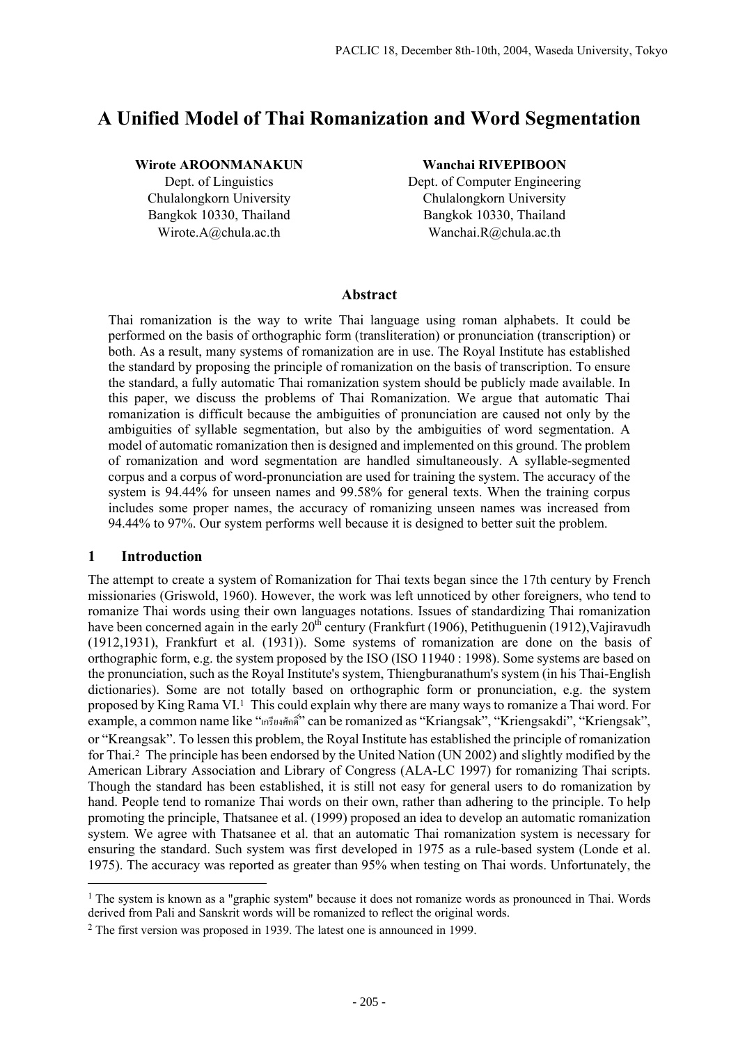# A Unified Model of Thai Romanization and Word Segmentation

**Wirote AROONMANAKUN**
Dept. of Linguistics
Chulalongkorn University
Bangkok 10330, Thailand
Wirote.A@chula.ac.th

**Wanchai RIVEPIBOON**
Dept. of Computer Engineering
Chulalongkorn University
Bangkok 10330, Thailand
Wanchai.R@chula.ac.th

## Abstract

Thai romanization is the way to write Thai language using roman alphabets. It could be performed on the basis of orthographic form (transliteration) or pronunciation (transcription) or both. As a result, many systems of romanization are in use. The Royal Institute has established the standard by proposing the principle of romanization on the basis of transcription. To ensure the standard, a fully automatic Thai romanization system should be publicly made available. In this paper, we discuss the problems of Thai Romanization. We argue that automatic Thai romanization is difficult because the ambiguities of pronunciation are caused not only by the ambiguities of syllable segmentation, but also by the ambiguities of word segmentation. A model of automatic romanization then is designed and implemented on this ground. The problem of romanization and word segmentation are handled simultaneously. A syllable-segmented corpus and a corpus of word-pronunciation are used for training the system. The accuracy of the system is 94.44% for unseen names and 99.58% for general texts. When the training corpus includes some proper names, the accuracy of romanizing unseen names was increased from 94.44% to 97%. Our system performs well because it is designed to better suit the problem.

## 1 Introduction

The attempt to create a system of Romanization for Thai texts began since the 17th century by French missionaries (Griswold, 1960). However, the work was left unnoticed by other foreigners, who tend to romanize Thai words using their own languages notations. Issues of standardizing Thai romanization have been concerned again in the early 20th century (Frankfurt (1906), Petithuguenin (1912), Vajiravudh (1912,1931), Frankfurt et al. (1931)). Some systems of romanization are done on the basis of orthographic form, e.g. the system proposed by the ISO (ISO 11940 : 1998). Some systems are based on the pronunciation, such as the Royal Institute's system, Thiengburanathum's system (in his Thai-English dictionaries). Some are not totally based on orthographic form or pronunciation, e.g. the system proposed by King Rama VI.[1] This could explain why there are many ways to romanize a Thai word. For example, a common name like "เกรียงศักดิ์" can be romanized as "Kriangsak", "Kriengsakdi", "Kriengsak", or "Kreangsak". To lessen this problem, the Royal Institute has established the principle of romanization for Thai.[2] The principle has been endorsed by the United Nation (UN 2002) and slightly modified by the American Library Association and Library of Congress (ALA-LC 1997) for romanizing Thai scripts. Though the standard has been established, it is still not easy for general users to do romanization by hand. People tend to romanize Thai words on their own, rather than adhering to the principle. To help promoting the principle, Thatsanee et al. (1999) proposed an idea to develop an automatic romanization system. We agree with Thatsanee et al. that an automatic Thai romanization system is necessary for ensuring the standard. Such system was first developed in 1975 as a rule-based system (Londe et al. 1975). The accuracy was reported as greater than 95% when testing on Thai words. Unfortunately, the

---

[1] The system is known as a "graphic system" because it does not romanize words as pronounced in Thai. Words derived from Pali and Sanskrit words will be romanized to reflect the original words.

[2] The first version was proposed in 1939. The latest one is announced in 1999.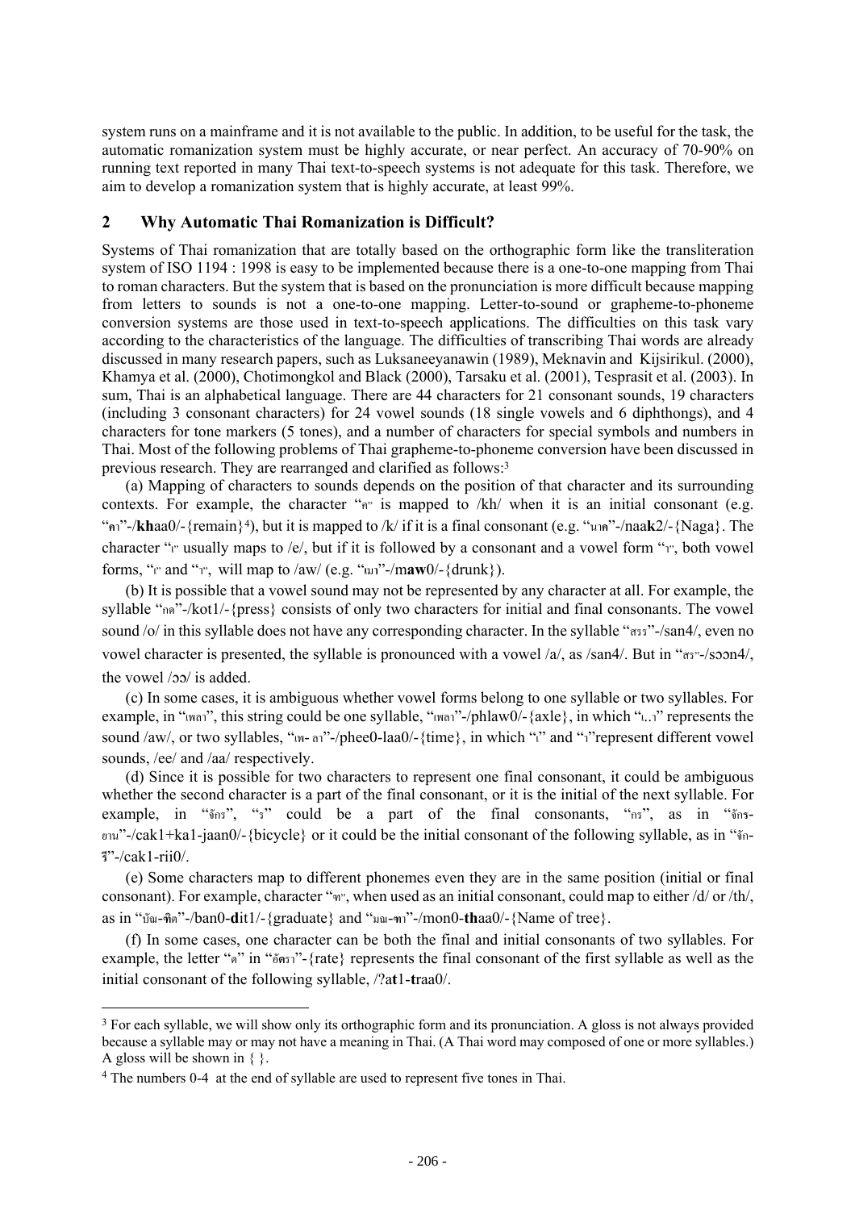system runs on a mainframe and it is not available to the public. In addition, to be useful for the task, the automatic romanization system must be highly accurate, or near perfect. An accuracy of 70-90% on running text reported in many Thai text-to-speech systems is not adequate for this task. Therefore, we aim to develop a romanization system that is highly accurate, at least 99%.

## 2 Why Automatic Thai Romanization is Difficult?

Systems of Thai romanization that are totally based on the orthographic form like the transliteration system of ISO 1194 : 1998 is easy to be implemented because there is a one-to-one mapping from Thai to roman characters. But the system that is based on the pronunciation is more difficult because mapping from letters to sounds is not a one-to-one mapping. Letter-to-sound or grapheme-to-phoneme conversion systems are those used in text-to-speech applications. The difficulties on this task vary according to the characteristics of the language. The difficulties of transcribing Thai words are already discussed in many research papers, such as Luksaneeyanawin (1989), Meknavin and Kijsirikul. (2000), Khamya et al. (2000), Chotimongkol and Black (2000), Tarsaku et al. (2001), Tesprasit et al. (2003). In sum, Thai is an alphabetical language. There are 44 characters for 21 consonant sounds, 19 characters (including 3 consonant characters) for 24 vowel sounds (18 single vowels and 6 diphthongs), and 4 characters for tone markers (5 tones), and a number of characters for special symbols and numbers in Thai. Most of the following problems of Thai grapheme-to-phoneme conversion have been discussed in previous research. They are rearranged and clarified as follows:[3]

(a) Mapping of characters to sounds depends on the position of that character and its surrounding contexts. For example, the character "ค" is mapped to /kh/ when it is an initial consonant (e.g. "คา"-/**kh**aa0/-{remain}[4]), but it is mapped to /k/ if it is a final consonant (e.g. "นาค"-/naa**k**2/-{Naga}. The character "เ" usually maps to /e/, but if it is followed by a consonant and a vowel form "า", both vowel forms, "เ" and "า", will map to /aw/ (e.g. "เมา"-/m**aw**0/-{drunk}).

(b) It is possible that a vowel sound may not be represented by any character at all. For example, the syllable "กด"-/kot1/-{press} consists of only two characters for initial and final consonants. The vowel sound /o/ in this syllable does not have any corresponding character. In the syllable "สรร"-/san4/, even no vowel character is presented, the syllable is pronounced with a vowel /a/, as /san4/. But in "สร"-/sɔɔn4/, the vowel /ɔɔ/ is added.

(c) In some cases, it is ambiguous whether vowel forms belong to one syllable or two syllables. For example, in "เพลา", this string could be one syllable, "เพลา"-/phlaw0/-{axle}, in which "เ..า" represents the sound /aw/, or two syllables, "เพ- ลา"-/phee0-laa0/-{time}, in which "เ" and "า"represent different vowel sounds, /ee/ and /aa/ respectively.

(d) Since it is possible for two characters to represent one final consonant, it could be ambiguous whether the second character is a part of the final consonant, or it is the initial of the next syllable. For example, in "จักร", "ร" could be a part of the final consonants, "กร", as in "จักร-ยาน"-/cak1+ka1-jaan0/-{bicycle} or it could be the initial consonant of the following syllable, as in "จัก-รี"-/cak1-rii0/.

(e) Some characters map to different phonemes even they are in the same position (initial or final consonant). For example, character "ฑ", when used as an initial consonant, could map to either /d/ or /th/, as in "บัณ-ฑิต"-/ban0-**d**it1/-{graduate} and "มณ-ฑา"-/mon0-**th**aa0/-{Name of tree}.

(f) In some cases, one character can be both the final and initial consonants of two syllables. For example, the letter "ต" in "อัตรา"-{rate} represents the final consonant of the first syllable as well as the initial consonant of the following syllable, /?a**t**1-**t**raa0/.

---

[3] For each syllable, we will show only its orthographic form and its pronunciation. A gloss is not always provided because a syllable may or may not have a meaning in Thai. (A Thai word may composed of one or more syllables.) A gloss will be shown in { }.

[4] The numbers 0-4 at the end of syllable are used to represent five tones in Thai.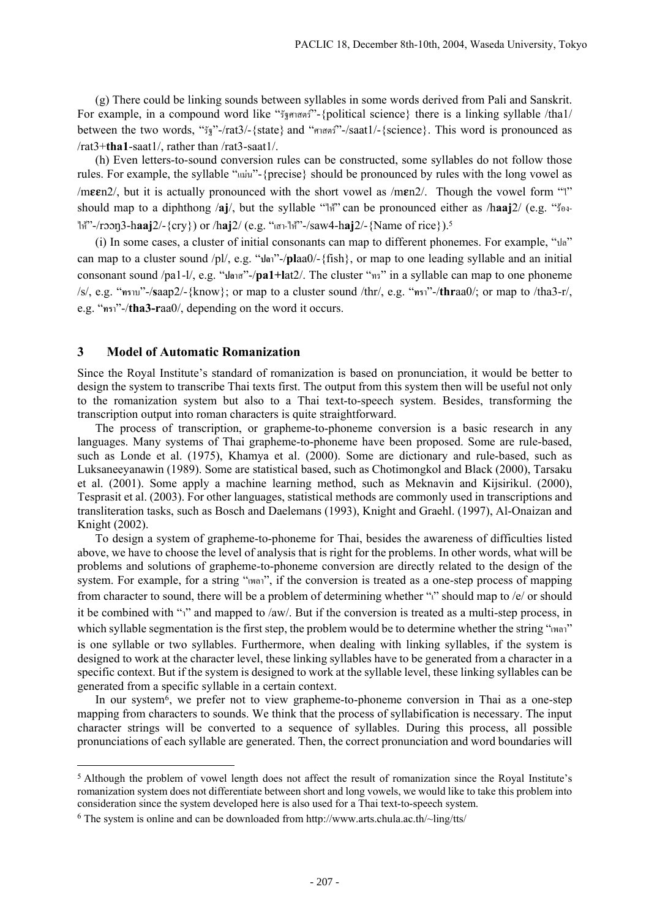(g) There could be linking sounds between syllables in some words derived from Pali and Sanskrit. For example, in a compound word like "รัฐศาสตร์"-{political science} there is a linking syllable /tha1/ between the two words, "รัฐ"-/rat3/-{state} and "ศาสตร์"-/saat1/-{science}. This word is pronounced as /rat3+**tha1**-saat1/, rather than /rat3-saat1/.

(h) Even letters-to-sound conversion rules can be constructed, some syllables do not follow those rules. For example, the syllable "แม่น"-{precise} should be pronounced by rules with the long vowel as /m**ɛɛ**n2/, but it is actually pronounced with the short vowel as /m**ɛ**n2/. Though the vowel form "ไ" should map to a diphthong /**aj**/, but the syllable "ให้" can be pronounced either as /h**aaj**2/ (e.g. "ร้อง-ไห้"-/rɔɔŋ3-h**aaj**2/-{cry}) or /h**aj**2/ (e.g. "เสา-ไห้"-/saw4-h**aj**2/-{Name of rice}).[5]

(i) In some cases, a cluster of initial consonants can map to different phonemes. For example, "ปล" can map to a cluster sound /pl/, e.g. "ปลา"-/**pl**aa0/-{fish}, or map to one leading syllable and an initial consonant sound /pa1-l/, e.g. "ปลาส"-/**pa1+l**at2/. The cluster "ทร" in a syllable can map to one phoneme /s/, e.g. "ทราบ"-/**s**aap2/-{know}; or map to a cluster sound /thr/, e.g. "ทรา"-/**thr**aa0/; or map to /tha3-r/, e.g. "ทรา"-/**tha3-r**aa0/, depending on the word it occurs.

## 3 Model of Automatic Romanization

Since the Royal Institute's standard of romanization is based on pronunciation, it would be better to design the system to transcribe Thai texts first. The output from this system then will be useful not only to the romanization system but also to a Thai text-to-speech system. Besides, transforming the transcription output into roman characters is quite straightforward.

The process of transcription, or grapheme-to-phoneme conversion is a basic research in any languages. Many systems of Thai grapheme-to-phoneme have been proposed. Some are rule-based, such as Londe et al. (1975), Khamya et al. (2000). Some are dictionary and rule-based, such as Luksaneeyanawin (1989). Some are statistical based, such as Chotimongkol and Black (2000), Tarsaku et al. (2001). Some apply a machine learning method, such as Meknavin and Kijsirikul. (2000), Tesprasit et al. (2003). For other languages, statistical methods are commonly used in transcriptions and transliteration tasks, such as Bosch and Daelemans (1993), Knight and Graehl. (1997), Al-Onaizan and Knight (2002).

To design a system of grapheme-to-phoneme for Thai, besides the awareness of difficulties listed above, we have to choose the level of analysis that is right for the problems. In other words, what will be problems and solutions of grapheme-to-phoneme conversion are directly related to the design of the system. For example, for a string "เพลา", if the conversion is treated as a one-step process of mapping from character to sound, there will be a problem of determining whether "เ" should map to /e/ or should it be combined with "า" and mapped to /aw/. But if the conversion is treated as a multi-step process, in which syllable segmentation is the first step, the problem would be to determine whether the string "เพลา" is one syllable or two syllables. Furthermore, when dealing with linking syllables, if the system is designed to work at the character level, these linking syllables have to be generated from a character in a specific context. But if the system is designed to work at the syllable level, these linking syllables can be generated from a specific syllable in a certain context.

In our system[6], we prefer not to view grapheme-to-phoneme conversion in Thai as a one-step mapping from characters to sounds. We think that the process of syllabification is necessary. The input character strings will be converted to a sequence of syllables. During this process, all possible pronunciations of each syllable are generated. Then, the correct pronunciation and word boundaries will

---

[5] Although the problem of vowel length does not affect the result of romanization since the Royal Institute's romanization system does not differentiate between short and long vowels, we would like to take this problem into consideration since the system developed here is also used for a Thai text-to-speech system.

[6] The system is online and can be downloaded from http://www.arts.chula.ac.th/~ling/tts/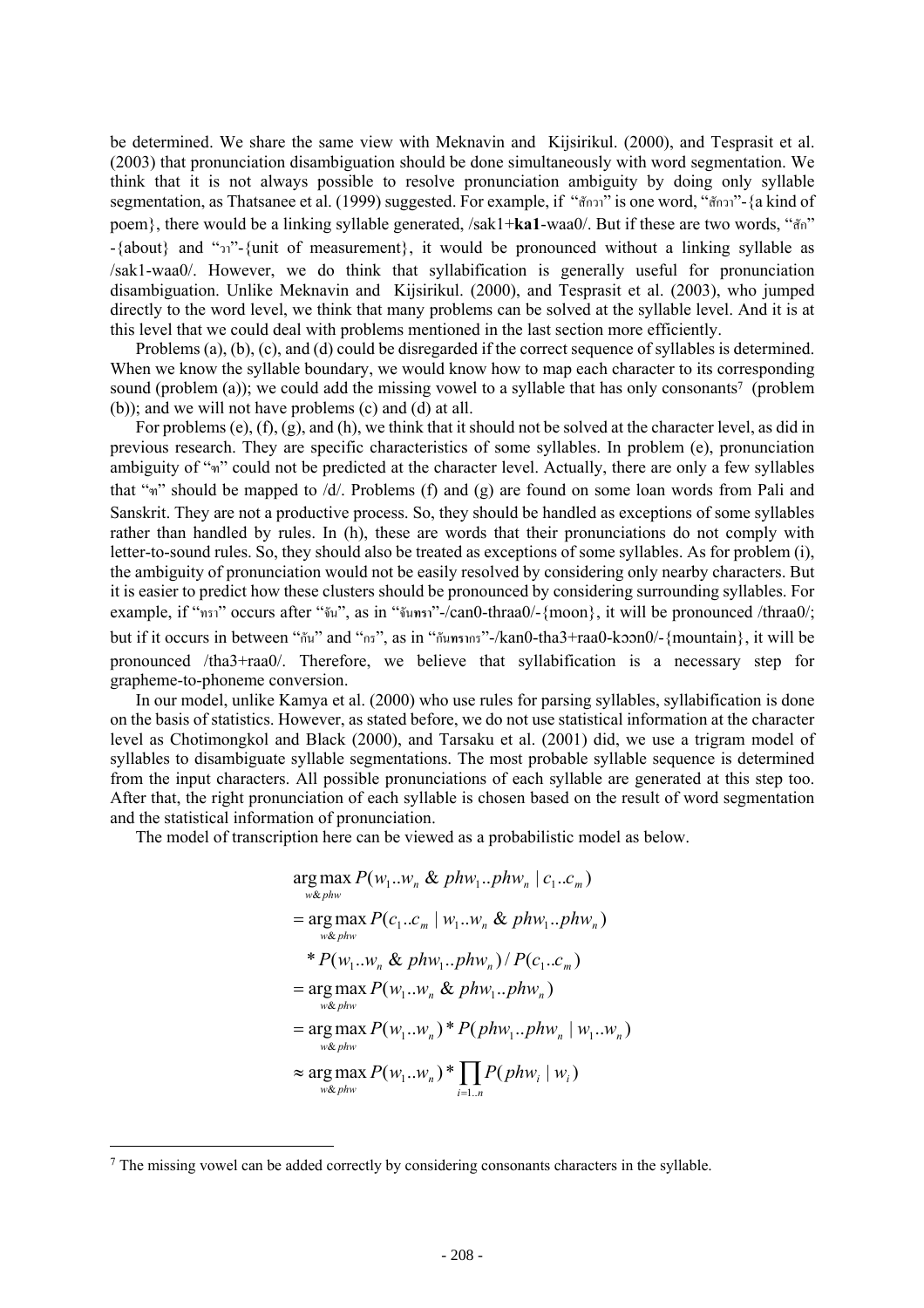be determined. We share the same view with Meknavin and Kijsirikul. (2000), and Tesprasit et al. (2003) that pronunciation disambiguation should be done simultaneously with word segmentation. We think that it is not always possible to resolve pronunciation ambiguity by doing only syllable segmentation, as Thatsanee et al. (1999) suggested. For example, if "สักวา" is one word, "สักวา"-{a kind of poem}, there would be a linking syllable generated, /sak1+**ka1**-waa0/. But if these are two words, "สัก" -{about} and "วา"-{unit of measurement}, it would be pronounced without a linking syllable as /sak1-waa0/. However, we do think that syllabification is generally useful for pronunciation disambiguation. Unlike Meknavin and Kijsirikul. (2000), and Tesprasit et al. (2003), who jumped directly to the word level, we think that many problems can be solved at the syllable level. And it is at this level that we could deal with problems mentioned in the last section more efficiently.

Problems (a), (b), (c), and (d) could be disregarded if the correct sequence of syllables is determined. When we know the syllable boundary, we would know how to map each character to its corresponding sound (problem (a)); we could add the missing vowel to a syllable that has only consonants[7] (problem (b)); and we will not have problems (c) and (d) at all.

For problems (e), (f), (g), and (h), we think that it should not be solved at the character level, as did in previous research. They are specific characteristics of some syllables. In problem (e), pronunciation ambiguity of "ฑ" could not be predicted at the character level. Actually, there are only a few syllables that "ฑ" should be mapped to /d/. Problems (f) and (g) are found on some loan words from Pali and Sanskrit. They are not a productive process. So, they should be handled as exceptions of some syllables rather than handled by rules. In (h), these are words that their pronunciations do not comply with letter-to-sound rules. So, they should also be treated as exceptions of some syllables. As for problem (i), the ambiguity of pronunciation would not be easily resolved by considering only nearby characters. But it is easier to predict how these clusters should be pronounced by considering surrounding syllables. For example, if "ทรา" occurs after "จัน", as in "จันทรา"-/can0-thraa0/-{moon}, it will be pronounced /thraa0/; but if it occurs in between "กัน" and "กร", as in "กันทรากร"-/kan0-tha3+raa0-kɔɔn0/-{mountain}, it will be pronounced /tha3+raa0/. Therefore, we believe that syllabification is a necessary step for grapheme-to-phoneme conversion.

In our model, unlike Kamya et al. (2000) who use rules for parsing syllables, syllabification is done on the basis of statistics. However, as stated before, we do not use statistical information at the character level as Chotimongkol and Black (2000), and Tarsaku et al. (2001) did, we use a trigram model of syllables to disambiguate syllable segmentations. The most probable syllable sequence is determined from the input characters. All possible pronunciations of each syllable are generated at this step too. After that, the right pronunciation of each syllable is chosen based on the result of word segmentation and the statistical information of pronunciation.

The model of transcription here can be viewed as a probabilistic model as below.

$$
\begin{aligned}
&\arg\max_{w\&phw} P(w_1..w_n \;\&\; phw_1..phw_n \mid c_1..c_m) \\
&= \arg\max_{w\&phw} P(c_1..c_m \mid w_1..w_n \;\&\; phw_1..phw_n) \\
&\quad * P(w_1..w_n \;\&\; phw_1..phw_n) / P(c_1..c_m) \\
&= \arg\max_{w\&phw} P(w_1..w_n \;\&\; phw_1..phw_n) \\
&= \arg\max_{w\&phw} P(w_1..w_n) * P(phw_1..phw_n \mid w_1..w_n) \\
&\approx \arg\max_{w\&phw} P(w_1..w_n) * \prod_{i=1..n} P(phw_i \mid w_i)
\end{aligned}
$$

---

[7] The missing vowel can be added correctly by considering consonants characters in the syllable.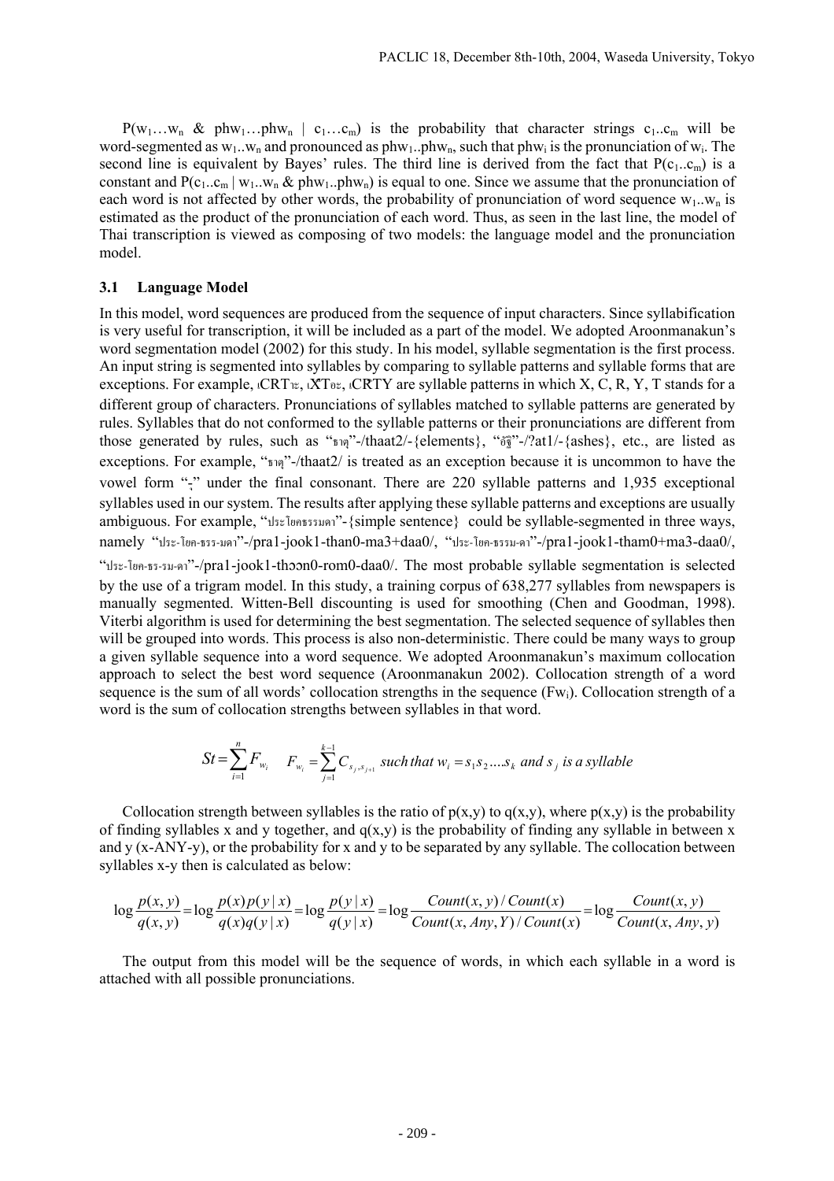$P(w_1 \ldots w_n \ \& \ phw_1 \ldots phw_n \mid c_1 \ldots c_m)$ is the probability that character strings $c_1..c_m$ will be word-segmented as $w_1..w_n$ and pronounced as $phw_1..phw_n$, such that $phw_i$ is the pronunciation of $w_i$. The second line is equivalent by Bayes' rules. The third line is derived from the fact that $P(c_1..c_m)$ is a constant and $P(c_1..c_m \mid w_1..w_n \ \& \ phw_1..phw_n)$ is equal to one. Since we assume that the pronunciation of each word is not affected by other words, the probability of pronunciation of word sequence $w_1..w_n$ is estimated as the product of the pronunciation of each word. Thus, as seen in the last line, the model of Thai transcription is viewed as composing of two models: the language model and the pronunciation model.

### 3.1 Language Model

In this model, word sequences are produced from the sequence of input characters. Since syllabification is very useful for transcription, it will be included as a part of the model. We adopted Aroonmanakun's word segmentation model (2002) for this study. In his model, syllable segmentation is the first process. An input string is segmented into syllables by comparing to syllable patterns and syllable forms that are exceptions. For example, เCRTาะ, เX̂Tอะ, เCR̂TY are syllable patterns in which X, C, R, Y, T stands for a different group of characters. Pronunciations of syllables matched to syllable patterns are generated by rules. Syllables that do not conformed to the syllable patterns or their pronunciations are different from those generated by rules, such as "ธาตุ"-/thaat2/-{elements}, "อัฐิ"-/?at1/-{ashes}, etc., are listed as exceptions. For example, "ธาตุ"-/thaat2/ is treated as an exception because it is uncommon to have the vowel form "ุ" under the final consonant. There are 220 syllable patterns and 1,935 exceptional syllables used in our system. The results after applying these syllable patterns and exceptions are usually ambiguous. For example, "ประโยคธรรมดา"-{simple sentence} could be syllable-segmented in three ways, namely "ประ-โยค-ธรร-มดา"-/pra1-jook1-than0-ma3+daa0/, "ประ-โยค-ธรรม-ดา"-/pra1-jook1-tham0+ma3-daa0/, "ประ-โยค-ธร-รม-ดา"-/pra1-jook1-thɔɔn0-rom0-daa0/. The most probable syllable segmentation is selected by the use of a trigram model. In this study, a training corpus of 638,277 syllables from newspapers is manually segmented. Witten-Bell discounting is used for smoothing (Chen and Goodman, 1998). Viterbi algorithm is used for determining the best segmentation. The selected sequence of syllables then will be grouped into words. This process is also non-deterministic. There could be many ways to group a given syllable sequence into a word sequence. We adopted Aroonmanakun's maximum collocation approach to select the best word sequence (Aroonmanakun 2002). Collocation strength of a word sequence is the sum of all words' collocation strengths in the sequence ($Fw_i$). Collocation strength of a word is the sum of collocation strengths between syllables in that word.

$$St = \sum_{i=1}^{n} F_{w_i} \qquad F_{w_i} = \sum_{j=1}^{k-1} C_{s_j, s_{j+1}} \ \textit{such that } w_i = s_1 s_2 \ldots s_k \textit{ and } s_j \textit{ is a syllable}$$

Collocation strength between syllables is the ratio of $p(x,y)$ to $q(x,y)$, where $p(x,y)$ is the probability of finding syllables x and y together, and $q(x,y)$ is the probability of finding any syllable in between x and y (x-ANY-y), or the probability for x and y to be separated by any syllable. The collocation between syllables x-y then is calculated as below:

$$\log \frac{p(x,y)}{q(x,y)} = \log \frac{p(x)p(y \mid x)}{q(x)q(y \mid x)} = \log \frac{p(y \mid x)}{q(y \mid x)} = \log \frac{Count(x,y)/Count(x)}{Count(x, Any, Y)/Count(x)} = \log \frac{Count(x,y)}{Count(x, Any, y)}$$

The output from this model will be the sequence of words, in which each syllable in a word is attached with all possible pronunciations.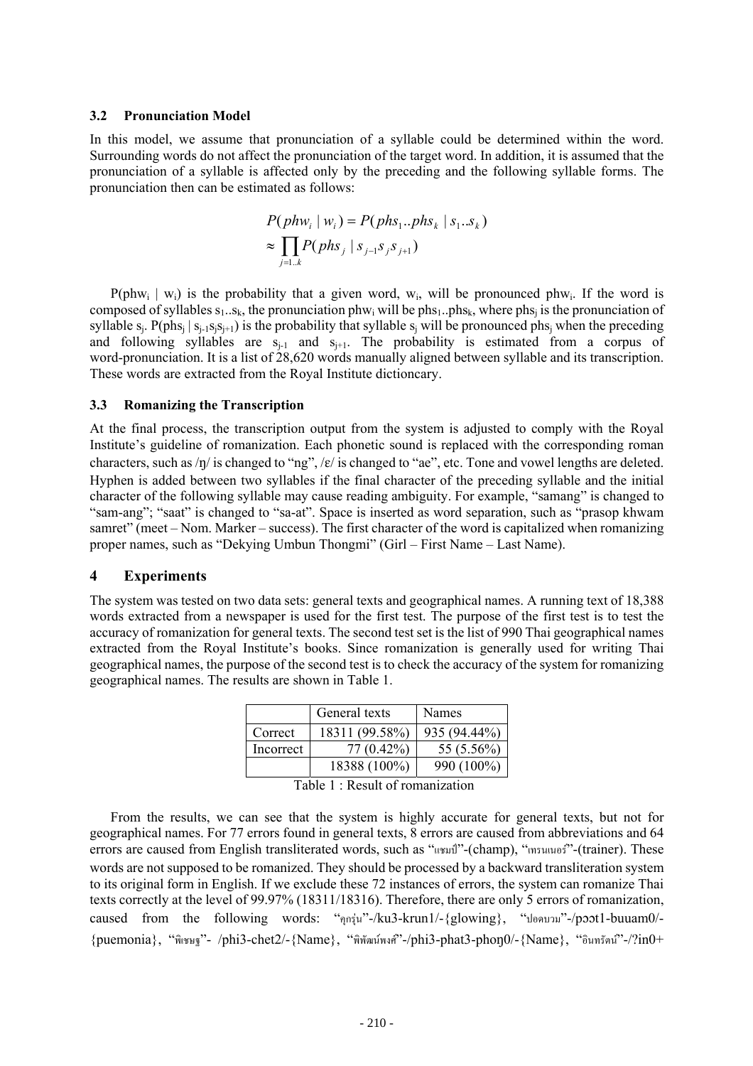### 3.2 Pronunciation Model

In this model, we assume that pronunciation of a syllable could be determined within the word. Surrounding words do not affect the pronunciation of the target word. In addition, it is assumed that the pronunciation of a syllable is affected only by the preceding and the following syllable forms. The pronunciation then can be estimated as follows:

$$P(phw_i \mid w_i) = P(phs_1..phs_k \mid s_1..s_k)$$
$$\approx \prod_{j=1..k} P(phs_j \mid s_{j-1}s_j s_{j+1})$$

$P(phw_i \mid w_i)$ is the probability that a given word, $w_i$, will be pronounced $phw_i$. If the word is composed of syllables $s_1..s_k$, the pronunciation $phw_i$ will be $phs_1..phs_k$, where $phs_j$ is the pronunciation of syllable $s_j$. $P(phs_j \mid s_{j-1}s_js_{j+1})$ is the probability that syllable $s_j$ will be pronounced $phs_j$ when the preceding and following syllables are $s_{j-1}$ and $s_{j+1}$. The probability is estimated from a corpus of word-pronunciation. It is a list of 28,620 words manually aligned between syllable and its transcription. These words are extracted from the Royal Institute dictioncary.

### 3.3 Romanizing the Transcription

At the final process, the transcription output from the system is adjusted to comply with the Royal Institute's guideline of romanization. Each phonetic sound is replaced with the corresponding roman characters, such as /ŋ/ is changed to "ng", /ɛ/ is changed to "ae", etc. Tone and vowel lengths are deleted. Hyphen is added between two syllables if the final character of the preceding syllable and the initial character of the following syllable may cause reading ambiguity. For example, "samang" is changed to "sam-ang"; "saat" is changed to "sa-at". Space is inserted as word separation, such as "prasop khwam samret" (meet – Nom. Marker – success). The first character of the word is capitalized when romanizing proper names, such as "Dekying Umbun Thongmi" (Girl – First Name – Last Name).

## 4 Experiments

The system was tested on two data sets: general texts and geographical names. A running text of 18,388 words extracted from a newspaper is used for the first test. The purpose of the first test is to test the accuracy of romanization for general texts. The second test set is the list of 990 Thai geographical names extracted from the Royal Institute's books. Since romanization is generally used for writing Thai geographical names, the purpose of the second test is to check the accuracy of the system for romanizing geographical names. The results are shown in Table 1.

| | General texts | Names |
|---|---|---|
| Correct | 18311 (99.58%) | 935 (94.44%) |
| Incorrect | 77 (0.42%) | 55 (5.56%) |
| | 18388 (100%) | 990 (100%) |

Table 1 : Result of romanization

From the results, we can see that the system is highly accurate for general texts, but not for geographical names. For 77 errors found in general texts, 8 errors are caused from abbreviations and 64 errors are caused from English transliterated words, such as "แชมป์"-(champ), "เทรนเนอร์"-(trainer). These words are not supposed to be romanized. They should be processed by a backward transliteration system to its original form in English. If we exclude these 72 instances of errors, the system can romanize Thai texts correctly at the level of 99.97% (18311/18316). Therefore, there are only 5 errors of romanization, caused from the following words: "คุกรุ่น"-/ku3-krun1/-{glowing}, "ปอดบวม"-/pɔɔt1-buuam0/-{puemonia}, "พิเชษฐ"- /phi3-chet2/-{Name}, "พิพัฒน์พงศ์"-/phi3-phat3-phoŋ0/-{Name}, "อินทรัตน์"-/?in0+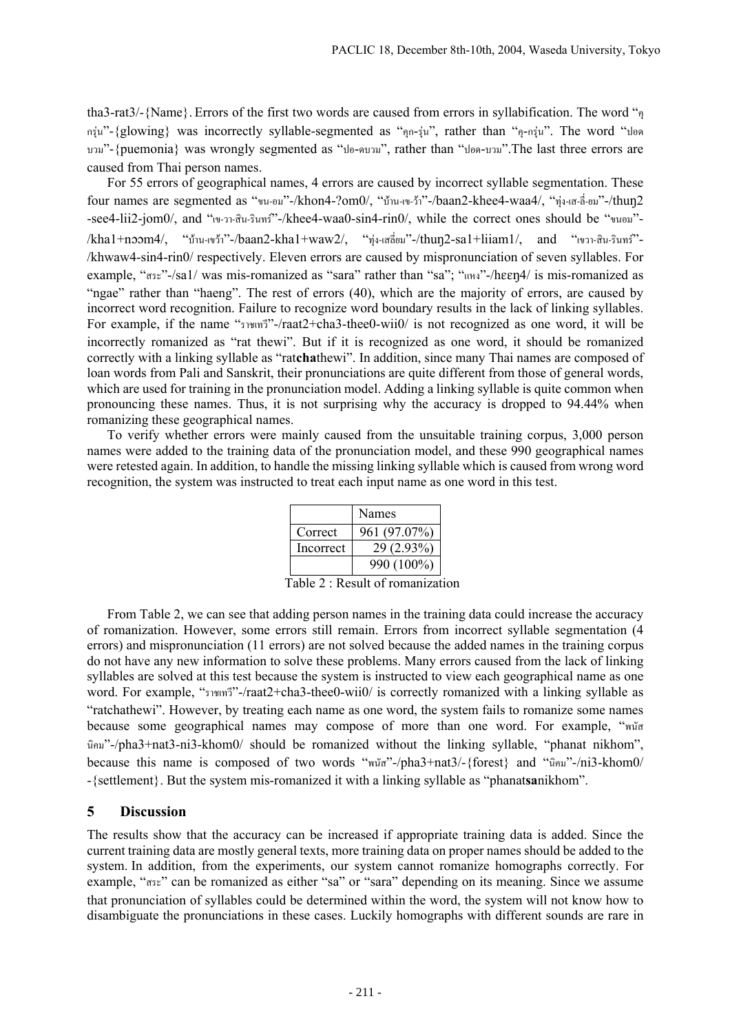tha3-rat3/-{Name}. Errors of the first two words are caused from errors in syllabification. The word "ฦุกรุ่น"-{glowing} was incorrectly syllable-segmented as "ฦุก-รุ่น", rather than "ฦุ-กรุ่น". The word "ปอดบวม"-{puemonia} was wrongly segmented as "ปอ-ดบวม", rather than "ปอด-บวม".The last three errors are caused from Thai person names.

For 55 errors of geographical names, 4 errors are caused by incorrect syllable segmentation. These four names are segmented as "ขน-อม"-/khon4-?om0/, "บ้าน-เข-ว้า"-/baan2-khee4-waa4/, "ทุ่ง-เส-ลี่-ยม"-/thuŋ2-see4-lii2-jom0/, and "เข-วา-สิน-รินทร์"-/khee4-waa0-sin4-rin0/, while the correct ones should be "ขนอม"-/kha1+nɔɔm4/, "บ้าน-เขว้า"-/baan2-kha1+waw2/, "ทุ่ง-เสลี่ยม"-/thuŋ2-sa1+liiam1/, and "เขวา-สิน-รินทร์"-/khwaw4-sin4-rin0/ respectively. Eleven errors are caused by mispronunciation of seven syllables. For example, "สระ"-/sa1/ was mis-romanized as "sara" rather than "sa"; "แหง"-/hɛɛŋ4/ is mis-romanized as "ngae" rather than "haeng". The rest of errors (40), which are the majority of errors, are caused by incorrect word recognition. Failure to recognize word boundary results in the lack of linking syllables. For example, if the name "ราชเทวี"-/raat2+cha3-thee0-wii0/ is not recognized as one word, it will be incorrectly romanized as "rat thewi". But if it is recognized as one word, it should be romanized correctly with a linking syllable as "rat**cha**thewi". In addition, since many Thai names are composed of loan words from Pali and Sanskrit, their pronunciations are quite different from those of general words, which are used for training in the pronunciation model. Adding a linking syllable is quite common when pronouncing these names. Thus, it is not surprising why the accuracy is dropped to 94.44% when romanizing these geographical names.

To verify whether errors were mainly caused from the unsuitable training corpus, 3,000 person names were added to the training data of the pronunciation model, and these 990 geographical names were retested again. In addition, to handle the missing linking syllable which is caused from wrong word recognition, the system was instructed to treat each input name as one word in this test.

| | Names |
|---|---|
| Correct | 961 (97.07%) |
| Incorrect | 29 (2.93%) |
| | 990 (100%) |

Table 2 : Result of romanization

From Table 2, we can see that adding person names in the training data could increase the accuracy of romanization. However, some errors still remain. Errors from incorrect syllable segmentation (4 errors) and mispronunciation (11 errors) are not solved because the added names in the training corpus do not have any new information to solve these problems. Many errors caused from the lack of linking syllables are solved at this test because the system is instructed to view each geographical name as one word. For example, "ราชเทวี"-/raat2+cha3-thee0-wii0/ is correctly romanized with a linking syllable as "ratchathewi". However, by treating each name as one word, the system fails to romanize some names because some geographical names may compose of more than one word. For example, "พนัสนิคม"-/pha3+nat3-ni3-khom0/ should be romanized without the linking syllable, "phanat nikhom", because this name is composed of two words "พนัส"-/pha3+nat3/-{forest} and "นิคม"-/ni3-khom0/-{settlement}. But the system mis-romanized it with a linking syllable as "phanat**sa**nikhom".

## 5 Discussion

The results show that the accuracy can be increased if appropriate training data is added. Since the current training data are mostly general texts, more training data on proper names should be added to the system. In addition, from the experiments, our system cannot romanize homographs correctly. For example, "สระ" can be romanized as either "sa" or "sara" depending on its meaning. Since we assume that pronunciation of syllables could be determined within the word, the system will not know how to disambiguate the pronunciations in these cases. Luckily homographs with different sounds are rare in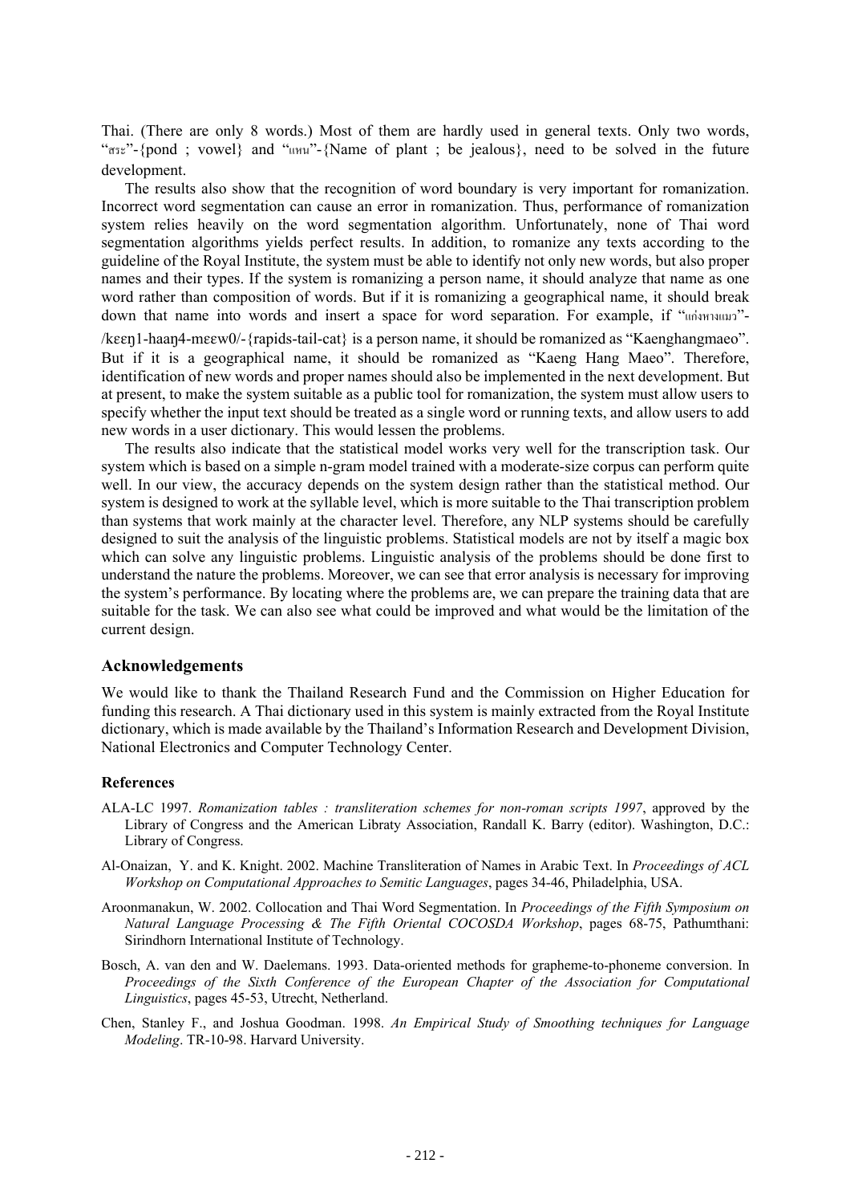Thai. (There are only 8 words.) Most of them are hardly used in general texts. Only two words, "สระ"-{pond ; vowel} and "แหน"-{Name of plant ; be jealous}, need to be solved in the future development.

The results also show that the recognition of word boundary is very important for romanization. Incorrect word segmentation can cause an error in romanization. Thus, performance of romanization system relies heavily on the word segmentation algorithm. Unfortunately, none of Thai word segmentation algorithms yields perfect results. In addition, to romanize any texts according to the guideline of the Royal Institute, the system must be able to identify not only new words, but also proper names and their types. If the system is romanizing a person name, it should analyze that name as one word rather than composition of words. But if it is romanizing a geographical name, it should break down that name into words and insert a space for word separation. For example, if "แก่งหางแมว"-/kɛɛŋ1-haaŋ4-mɛɛw0/-{rapids-tail-cat} is a person name, it should be romanized as "Kaenghangmaeo". But if it is a geographical name, it should be romanized as "Kaeng Hang Maeo". Therefore, identification of new words and proper names should also be implemented in the next development. But at present, to make the system suitable as a public tool for romanization, the system must allow users to specify whether the input text should be treated as a single word or running texts, and allow users to add new words in a user dictionary. This would lessen the problems.

The results also indicate that the statistical model works very well for the transcription task. Our system which is based on a simple n-gram model trained with a moderate-size corpus can perform quite well. In our view, the accuracy depends on the system design rather than the statistical method. Our system is designed to work at the syllable level, which is more suitable to the Thai transcription problem than systems that work mainly at the character level. Therefore, any NLP systems should be carefully designed to suit the analysis of the linguistic problems. Statistical models are not by itself a magic box which can solve any linguistic problems. Linguistic analysis of the problems should be done first to understand the nature the problems. Moreover, we can see that error analysis is necessary for improving the system's performance. By locating where the problems are, we can prepare the training data that are suitable for the task. We can also see what could be improved and what would be the limitation of the current design.

## Acknowledgements

We would like to thank the Thailand Research Fund and the Commission on Higher Education for funding this research. A Thai dictionary used in this system is mainly extracted from the Royal Institute dictionary, which is made available by the Thailand's Information Research and Development Division, National Electronics and Computer Technology Center.

### References

ALA-LC 1997. *Romanization tables : transliteration schemes for non-roman scripts 1997*, approved by the Library of Congress and the American Libraty Association, Randall K. Barry (editor). Washington, D.C.: Library of Congress.

Al-Onaizan, Y. and K. Knight. 2002. Machine Transliteration of Names in Arabic Text. In *Proceedings of ACL Workshop on Computational Approaches to Semitic Languages*, pages 34-46, Philadelphia, USA.

Aroonmanakun, W. 2002. Collocation and Thai Word Segmentation. In *Proceedings of the Fifth Symposium on Natural Language Processing & The Fifth Oriental COCOSDA Workshop*, pages 68-75, Pathumthani: Sirindhorn International Institute of Technology.

Bosch, A. van den and W. Daelemans. 1993. Data-oriented methods for grapheme-to-phoneme conversion. In *Proceedings of the Sixth Conference of the European Chapter of the Association for Computational Linguistics*, pages 45-53, Utrecht, Netherland.

Chen, Stanley F., and Joshua Goodman. 1998. *An Empirical Study of Smoothing techniques for Language Modeling*. TR-10-98. Harvard University.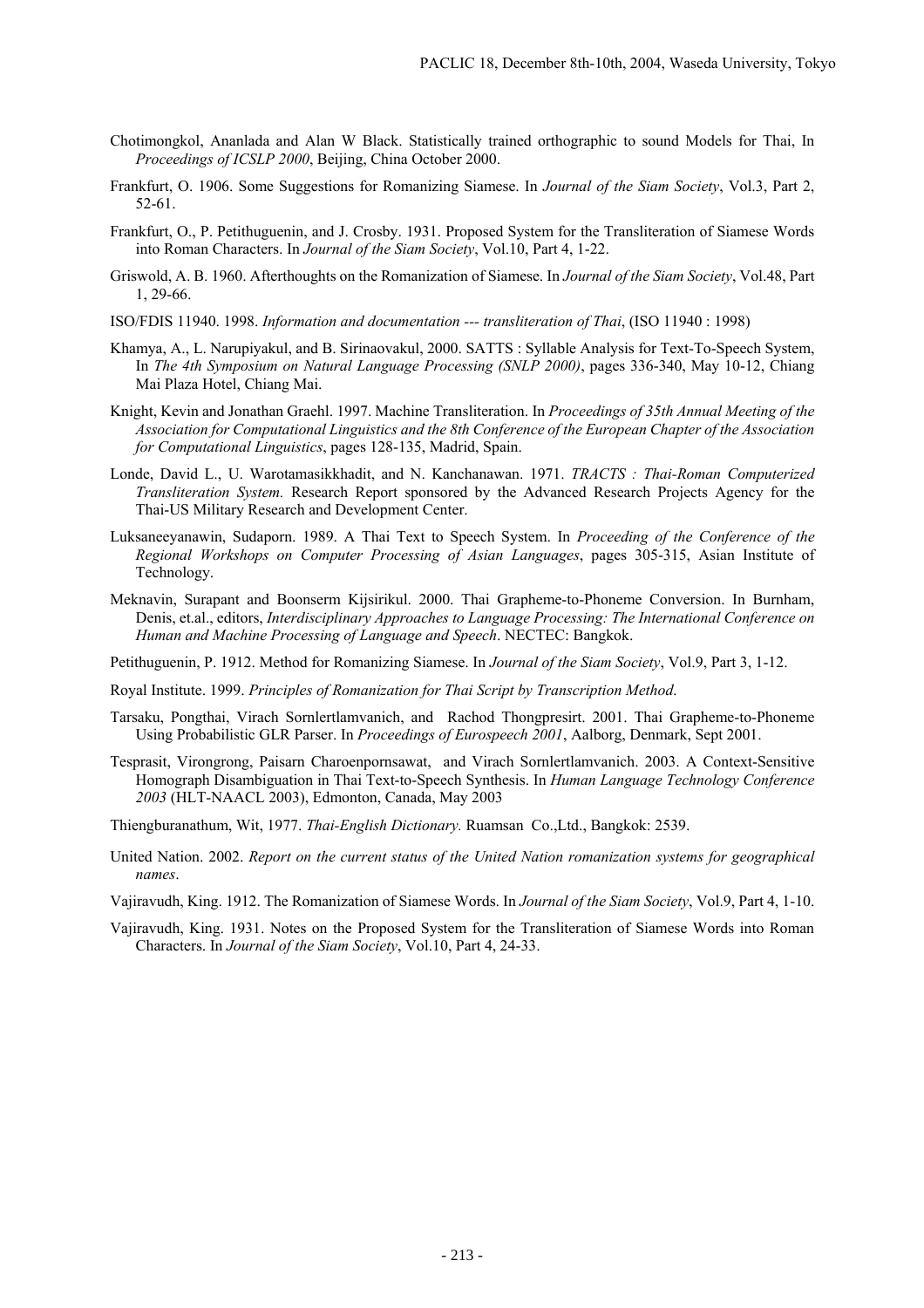Chotimongkol, Ananlada and Alan W Black. Statistically trained orthographic to sound Models for Thai, In *Proceedings of ICSLP 2000*, Beijing, China October 2000.

Frankfurt, O. 1906. Some Suggestions for Romanizing Siamese. In *Journal of the Siam Society*, Vol.3, Part 2, 52-61.

Frankfurt, O., P. Petithuguenin, and J. Crosby. 1931. Proposed System for the Transliteration of Siamese Words into Roman Characters. In *Journal of the Siam Society*, Vol.10, Part 4, 1-22.

Griswold, A. B. 1960. Afterthoughts on the Romanization of Siamese. In *Journal of the Siam Society*, Vol.48, Part 1, 29-66.

ISO/FDIS 11940. 1998. *Information and documentation --- transliteration of Thai*, (ISO 11940 : 1998)

Khamya, A., L. Narupiyakul, and B. Sirinaovakul, 2000. SATTS : Syllable Analysis for Text-To-Speech System, In *The 4th Symposium on Natural Language Processing (SNLP 2000)*, pages 336-340, May 10-12, Chiang Mai Plaza Hotel, Chiang Mai.

Knight, Kevin and Jonathan Graehl. 1997. Machine Transliteration. In *Proceedings of 35th Annual Meeting of the Association for Computational Linguistics and the 8th Conference of the European Chapter of the Association for Computational Linguistics*, pages 128-135, Madrid, Spain.

Londe, David L., U. Warotamasikkhadit, and N. Kanchanawan. 1971. *TRACTS : Thai-Roman Computerized Transliteration System.* Research Report sponsored by the Advanced Research Projects Agency for the Thai-US Military Research and Development Center.

Luksaneeyanawin, Sudaporn. 1989. A Thai Text to Speech System. In *Proceeding of the Conference of the Regional Workshops on Computer Processing of Asian Languages*, pages 305-315, Asian Institute of Technology.

Meknavin, Surapant and Boonserm Kijsirikul. 2000. Thai Grapheme-to-Phoneme Conversion. In Burnham, Denis, et.al., editors, *Interdisciplinary Approaches to Language Processing: The International Conference on Human and Machine Processing of Language and Speech*. NECTEC: Bangkok.

Petithuguenin, P. 1912. Method for Romanizing Siamese. In *Journal of the Siam Society*, Vol.9, Part 3, 1-12.

Royal Institute. 1999. *Principles of Romanization for Thai Script by Transcription Method.*

Tarsaku, Pongthai, Virach Sornlertlamvanich, and Rachod Thongpresirt. 2001. Thai Grapheme-to-Phoneme Using Probabilistic GLR Parser. In *Proceedings of Eurospeech 2001*, Aalborg, Denmark, Sept 2001.

Tesprasit, Virongrong, Paisarn Charoenpornsawat, and Virach Sornlertlamvanich. 2003. A Context-Sensitive Homograph Disambiguation in Thai Text-to-Speech Synthesis. In *Human Language Technology Conference 2003* (HLT-NAACL 2003), Edmonton, Canada, May 2003

Thiengburanathum, Wit, 1977. *Thai-English Dictionary.* Ruamsan Co.,Ltd., Bangkok: 2539.

United Nation. 2002. *Report on the current status of the United Nation romanization systems for geographical names*.

Vajiravudh, King. 1912. The Romanization of Siamese Words. In *Journal of the Siam Society*, Vol.9, Part 4, 1-10.

Vajiravudh, King. 1931. Notes on the Proposed System for the Transliteration of Siamese Words into Roman Characters. In *Journal of the Siam Society*, Vol.10, Part 4, 24-33.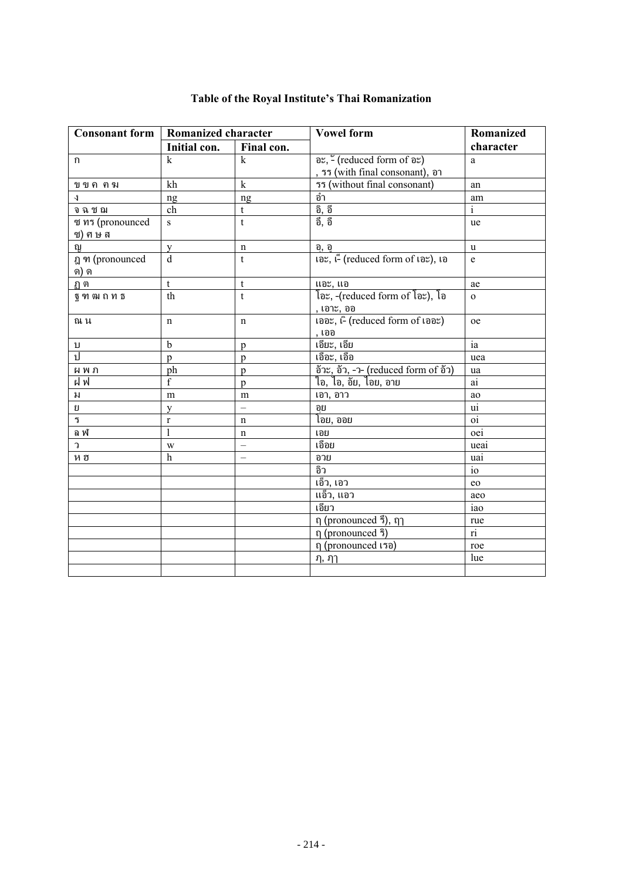**Table of the Royal Institute's Thai Romanization**

| Consonant form | Romanized character | | Vowel form | Romanized character |
|---|---|---|---|---|
| | Initial con. | Final con. | | |
| ก | k | k | อะ, ั (reduced form of อะ), รร (with final consonant), อา | a |
| ข ฃ ค ฅ ฆ | kh | k | รร (without final consonant) | an |
| ง | ng | ng | อำ | am |
| จ ฉ ช ฌ | ch | t | อิ, อี | i |
| ซ ทร (pronounced ซ) ศ ษ ส | s | t | อึ, อื | ue |
| ญ | y | n | อุ, อู | u |
| ฎ ฑ (pronounced ด) ด | d | t | เอะ, เ็ (reduced form of เอะ), เอ | e |
| ฏ ต | t | t | แอะ, แอ | ae |
| ฐ ฑ ฒ ถ ท ธ | th | t | โอะ, -(reduced form of โอะ), โอ, เอาะ, ออ | o |
| ณ น | n | n | เออะ, เิ (reduced form of เออะ), เออ | oe |
| บ | b | p | เอียะ, เอีย | ia |
| ป | p | p | เอือะ, เอือ | uea |
| ผ พ ภ | ph | p | อัวะ, อัว, -ว- (reduced form of อัว) | ua |
| ฝ ฟ | f | p | ใอ, ไอ, อัย, ไอย, อาย | ai |
| ม | m | m | เอา, อาว | ao |
| ย | y | – | อุย | ui |
| ร | r | n | โอย, ออย | oi |
| ล ฬ | l | n | เอย | oei |
| ว | w | – | เอือย | ueai |
| ห ฮ | h | – | อวย | uai |
| | | | อิว | io |
| | | | เอ็ว, เอว | eo |
| | | | แอ็ว, แอว | aeo |
| | | | เอียว | iao |
| | | | ฤ (pronounced รึ), ฤๅ | rue |
| | | | ฤ (pronounced ริ) | ri |
| | | | ฤ (pronounced เรอ) | roe |
| | | | ฦ, ฦๅ | lue |
| | | | | |